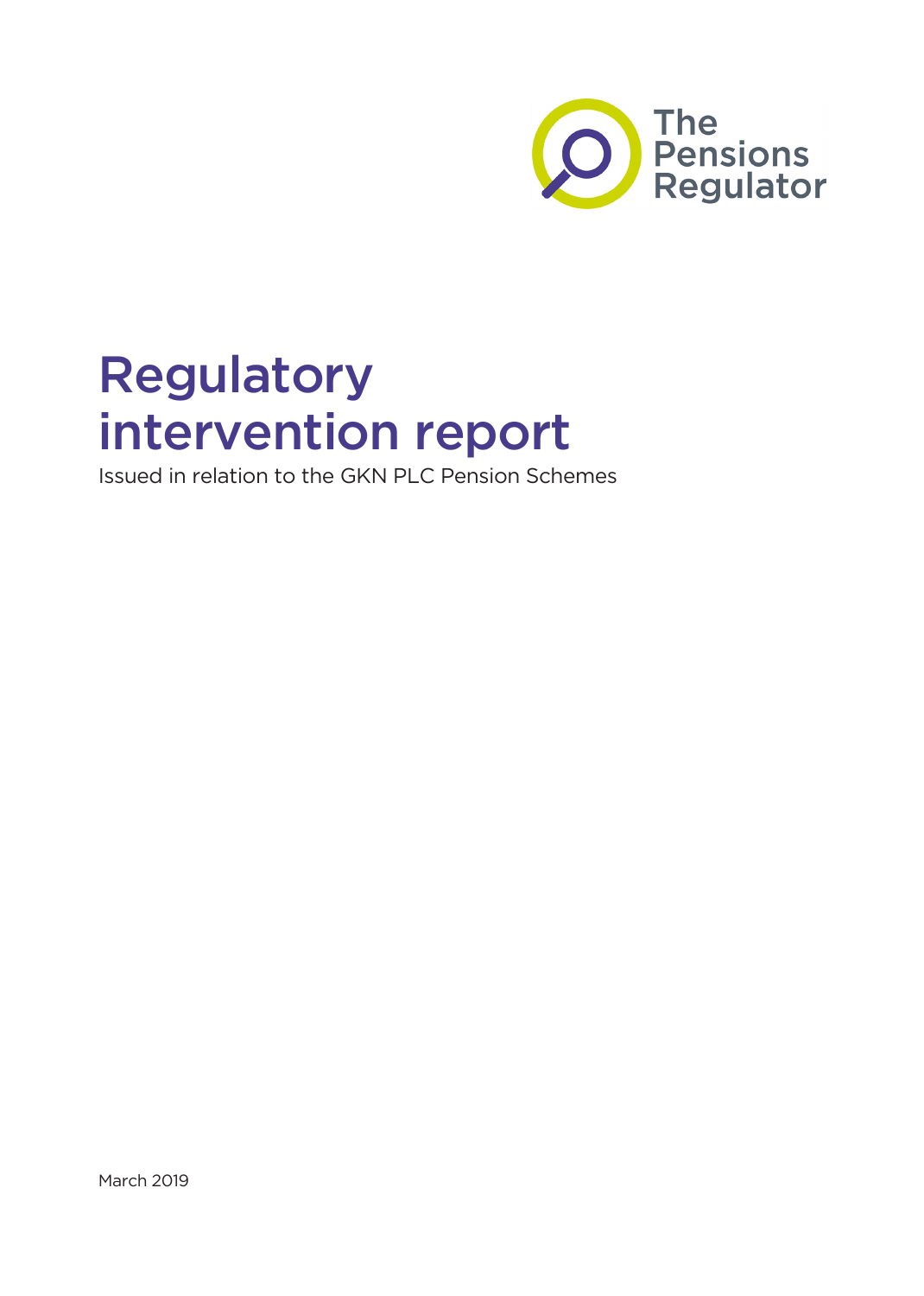The Pensions Regulator

# Regulatory intervention report

Issued in relation to the GKN PLC Pension Schemes

March 2019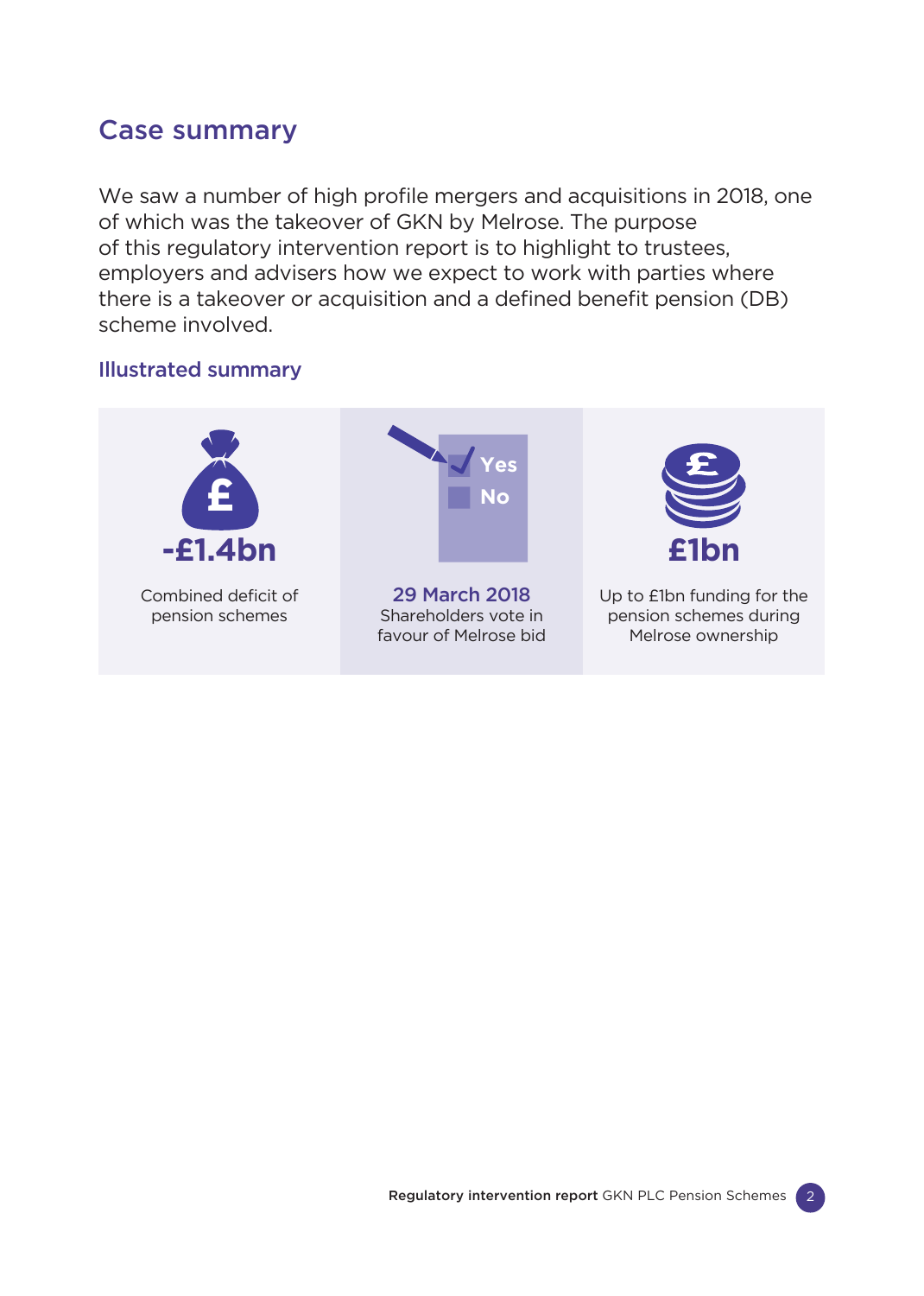## Case summary

We saw a number of high profile mergers and acquisitions in 2018, one of which was the takeover of GKN by Melrose. The purpose of this regulatory intervention report is to highlight to trustees, employers and advisers how we expect to work with parties where there is a takeover or acquisition and a defined benefit pension (DB) scheme involved.

### Illustrated summary

**-£1.4bn**

Combined deficit of pension schemes

**29 March 2018**

Shareholders vote in favour of Melrose bid

**£1bn**

Up to £1bn funding for the pension schemes during Melrose ownership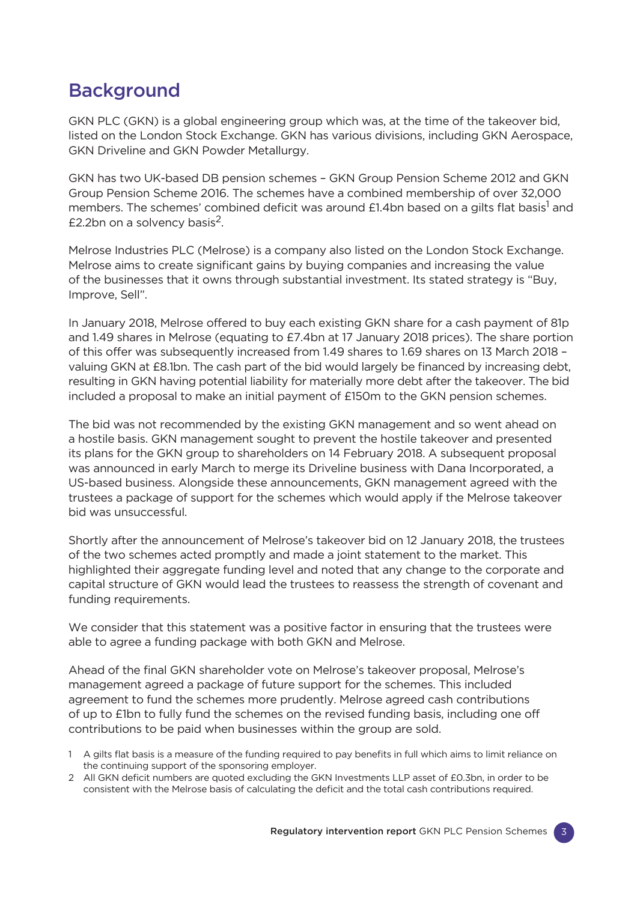## Background

GKN PLC (GKN) is a global engineering group which was, at the time of the takeover bid, listed on the London Stock Exchange. GKN has various divisions, including GKN Aerospace, GKN Driveline and GKN Powder Metallurgy.

GKN has two UK-based DB pension schemes – GKN Group Pension Scheme 2012 and GKN Group Pension Scheme 2016. The schemes have a combined membership of over 32,000 members. The schemes' combined deficit was around £1.4bn based on a gilts flat basis[1] and £2.2bn on a solvency basis[2].

Melrose Industries PLC (Melrose) is a company also listed on the London Stock Exchange. Melrose aims to create significant gains by buying companies and increasing the value of the businesses that it owns through substantial investment. Its stated strategy is "Buy, Improve, Sell".

In January 2018, Melrose offered to buy each existing GKN share for a cash payment of 81p and 1.49 shares in Melrose (equating to £7.4bn at 17 January 2018 prices). The share portion of this offer was subsequently increased from 1.49 shares to 1.69 shares on 13 March 2018 – valuing GKN at £8.1bn. The cash part of the bid would largely be financed by increasing debt, resulting in GKN having potential liability for materially more debt after the takeover. The bid included a proposal to make an initial payment of £150m to the GKN pension schemes.

The bid was not recommended by the existing GKN management and so went ahead on a hostile basis. GKN management sought to prevent the hostile takeover and presented its plans for the GKN group to shareholders on 14 February 2018. A subsequent proposal was announced in early March to merge its Driveline business with Dana Incorporated, a US-based business. Alongside these announcements, GKN management agreed with the trustees a package of support for the schemes which would apply if the Melrose takeover bid was unsuccessful.

Shortly after the announcement of Melrose's takeover bid on 12 January 2018, the trustees of the two schemes acted promptly and made a joint statement to the market. This highlighted their aggregate funding level and noted that any change to the corporate and capital structure of GKN would lead the trustees to reassess the strength of covenant and funding requirements.

We consider that this statement was a positive factor in ensuring that the trustees were able to agree a funding package with both GKN and Melrose.

Ahead of the final GKN shareholder vote on Melrose's takeover proposal, Melrose's management agreed a package of future support for the schemes. This included agreement to fund the schemes more prudently. Melrose agreed cash contributions of up to £1bn to fully fund the schemes on the revised funding basis, including one off contributions to be paid when businesses within the group are sold.

1 A gilts flat basis is a measure of the funding required to pay benefits in full which aims to limit reliance on the continuing support of the sponsoring employer.

2 All GKN deficit numbers are quoted excluding the GKN Investments LLP asset of £0.3bn, in order to be consistent with the Melrose basis of calculating the deficit and the total cash contributions required.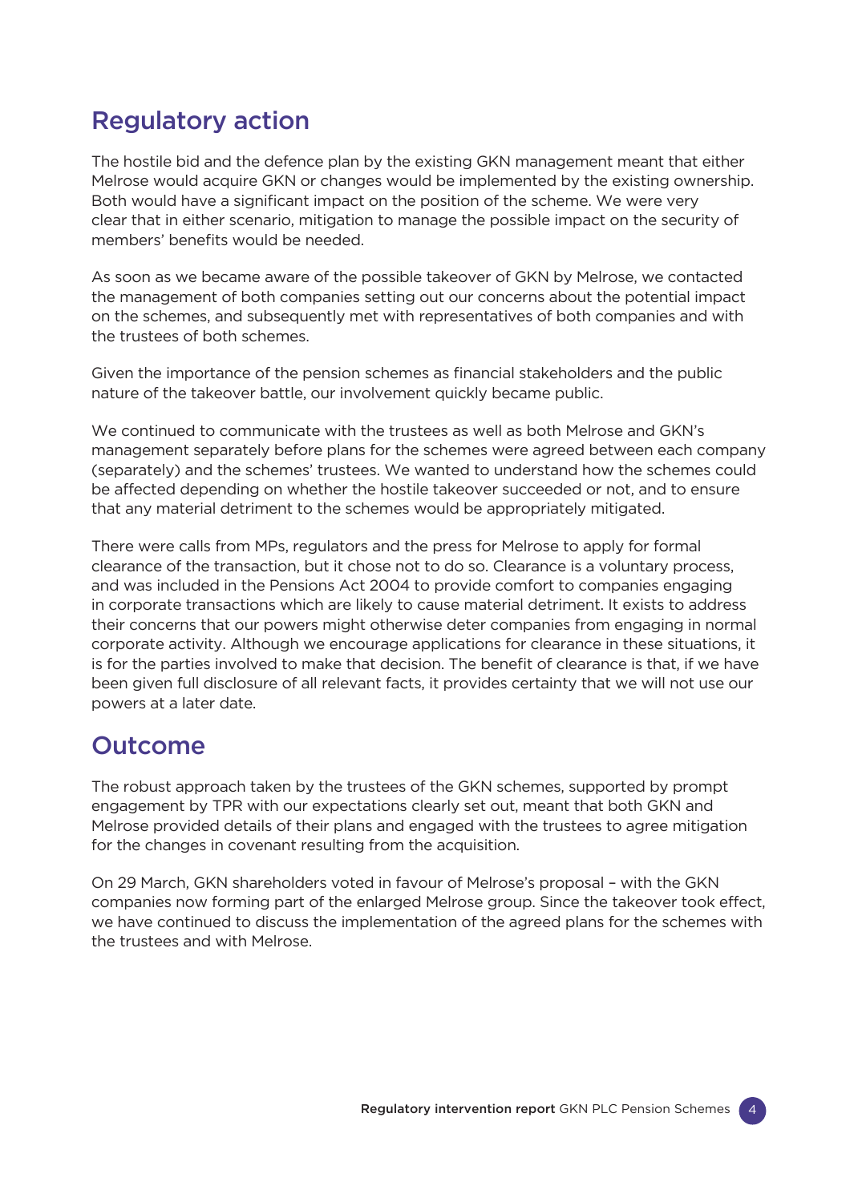## Regulatory action

The hostile bid and the defence plan by the existing GKN management meant that either Melrose would acquire GKN or changes would be implemented by the existing ownership. Both would have a significant impact on the position of the scheme. We were very clear that in either scenario, mitigation to manage the possible impact on the security of members' benefits would be needed.

As soon as we became aware of the possible takeover of GKN by Melrose, we contacted the management of both companies setting out our concerns about the potential impact on the schemes, and subsequently met with representatives of both companies and with the trustees of both schemes.

Given the importance of the pension schemes as financial stakeholders and the public nature of the takeover battle, our involvement quickly became public.

We continued to communicate with the trustees as well as both Melrose and GKN's management separately before plans for the schemes were agreed between each company (separately) and the schemes' trustees. We wanted to understand how the schemes could be affected depending on whether the hostile takeover succeeded or not, and to ensure that any material detriment to the schemes would be appropriately mitigated.

There were calls from MPs, regulators and the press for Melrose to apply for formal clearance of the transaction, but it chose not to do so. Clearance is a voluntary process, and was included in the Pensions Act 2004 to provide comfort to companies engaging in corporate transactions which are likely to cause material detriment. It exists to address their concerns that our powers might otherwise deter companies from engaging in normal corporate activity. Although we encourage applications for clearance in these situations, it is for the parties involved to make that decision. The benefit of clearance is that, if we have been given full disclosure of all relevant facts, it provides certainty that we will not use our powers at a later date.

## Outcome

The robust approach taken by the trustees of the GKN schemes, supported by prompt engagement by TPR with our expectations clearly set out, meant that both GKN and Melrose provided details of their plans and engaged with the trustees to agree mitigation for the changes in covenant resulting from the acquisition.

On 29 March, GKN shareholders voted in favour of Melrose's proposal – with the GKN companies now forming part of the enlarged Melrose group. Since the takeover took effect, we have continued to discuss the implementation of the agreed plans for the schemes with the trustees and with Melrose.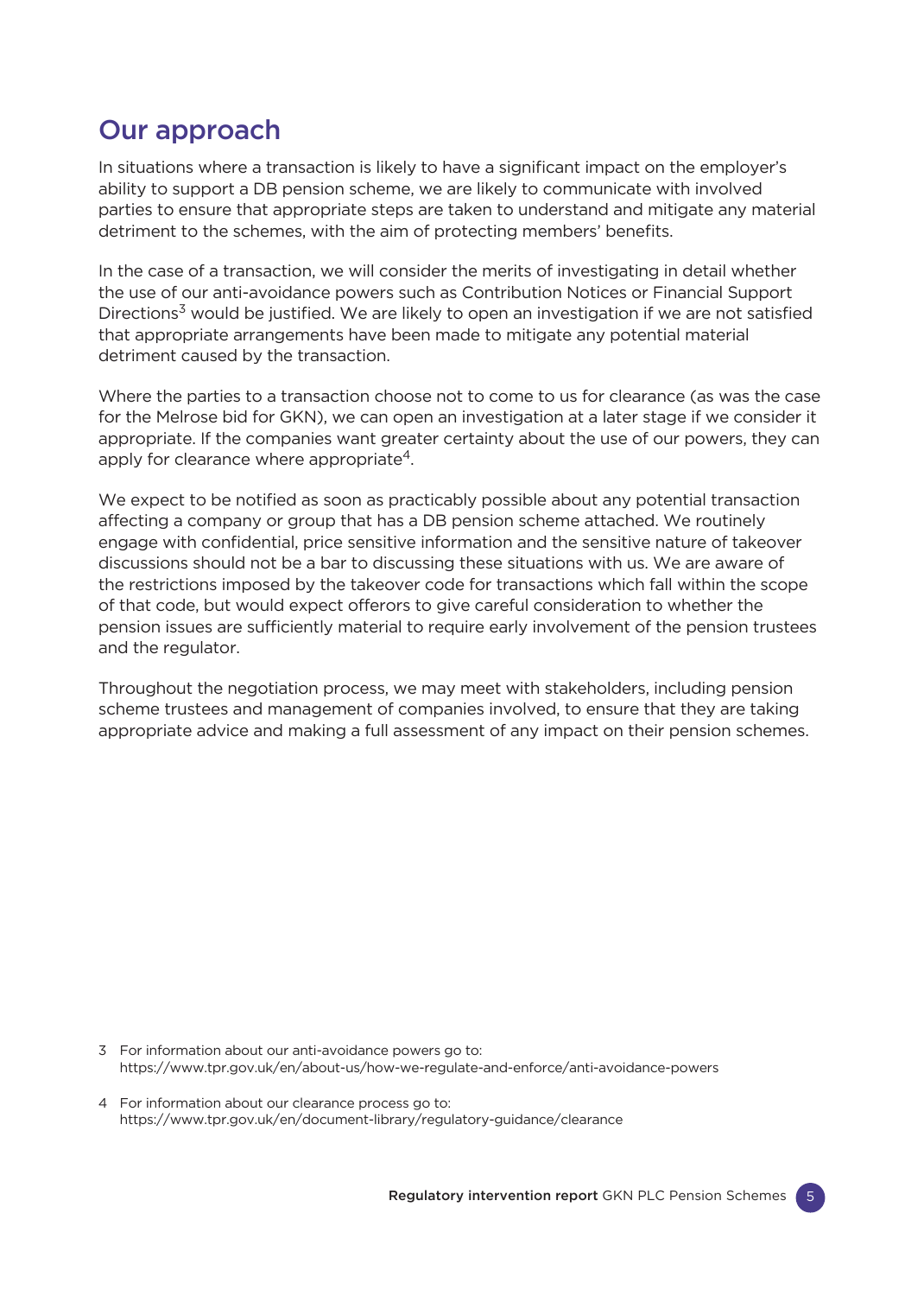## Our approach

In situations where a transaction is likely to have a significant impact on the employer's ability to support a DB pension scheme, we are likely to communicate with involved parties to ensure that appropriate steps are taken to understand and mitigate any material detriment to the schemes, with the aim of protecting members' benefits.

In the case of a transaction, we will consider the merits of investigating in detail whether the use of our anti-avoidance powers such as Contribution Notices or Financial Support Directions[3] would be justified. We are likely to open an investigation if we are not satisfied that appropriate arrangements have been made to mitigate any potential material detriment caused by the transaction.

Where the parties to a transaction choose not to come to us for clearance (as was the case for the Melrose bid for GKN), we can open an investigation at a later stage if we consider it appropriate. If the companies want greater certainty about the use of our powers, they can apply for clearance where appropriate[4].

We expect to be notified as soon as practicably possible about any potential transaction affecting a company or group that has a DB pension scheme attached. We routinely engage with confidential, price sensitive information and the sensitive nature of takeover discussions should not be a bar to discussing these situations with us. We are aware of the restrictions imposed by the takeover code for transactions which fall within the scope of that code, but would expect offerors to give careful consideration to whether the pension issues are sufficiently material to require early involvement of the pension trustees and the regulator.

Throughout the negotiation process, we may meet with stakeholders, including pension scheme trustees and management of companies involved, to ensure that they are taking appropriate advice and making a full assessment of any impact on their pension schemes.

3 For information about our anti-avoidance powers go to: https://www.tpr.gov.uk/en/about-us/how-we-regulate-and-enforce/anti-avoidance-powers

4 For information about our clearance process go to: https://www.tpr.gov.uk/en/document-library/regulatory-guidance/clearance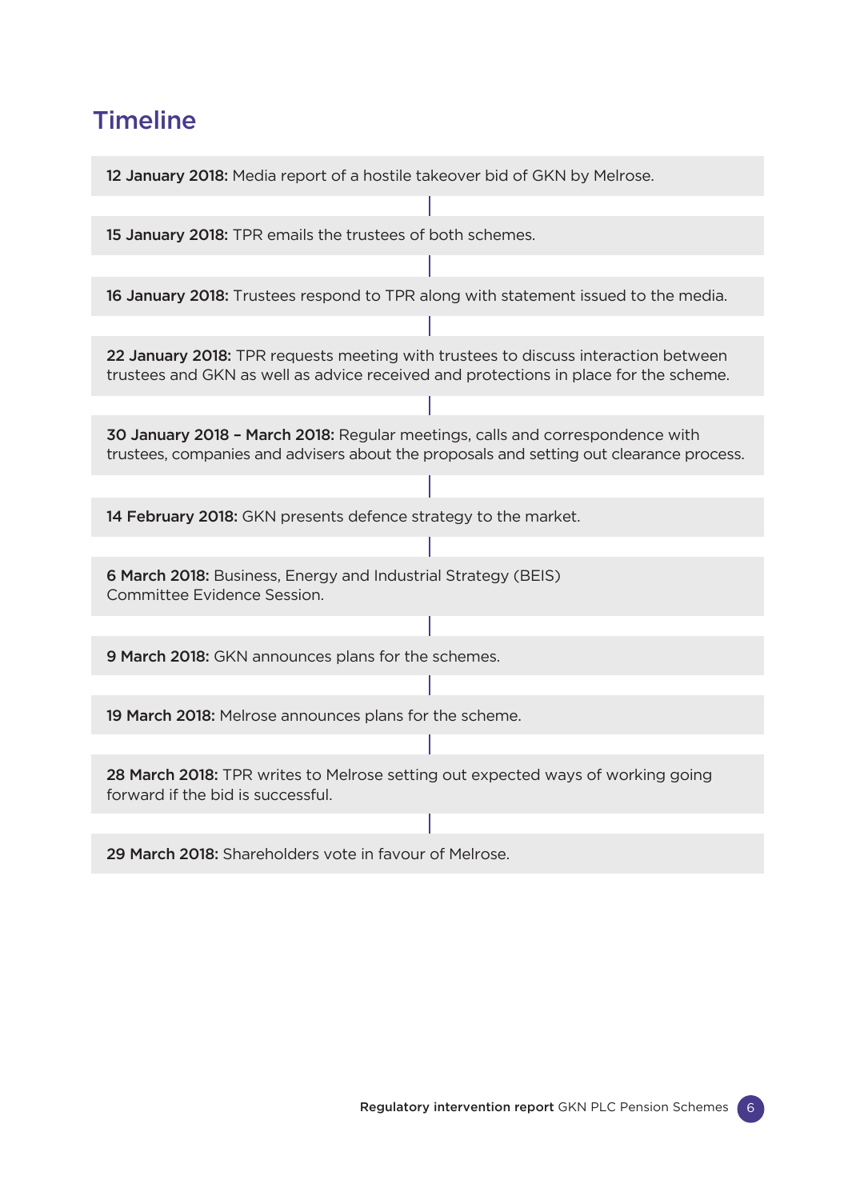## Timeline

**12 January 2018:** Media report of a hostile takeover bid of GKN by Melrose.

**15 January 2018:** TPR emails the trustees of both schemes.

**16 January 2018:** Trustees respond to TPR along with statement issued to the media.

**22 January 2018:** TPR requests meeting with trustees to discuss interaction between trustees and GKN as well as advice received and protections in place for the scheme.

**30 January 2018 – March 2018:** Regular meetings, calls and correspondence with trustees, companies and advisers about the proposals and setting out clearance process.

**14 February 2018:** GKN presents defence strategy to the market.

**6 March 2018:** Business, Energy and Industrial Strategy (BEIS) Committee Evidence Session.

**9 March 2018:** GKN announces plans for the schemes.

**19 March 2018:** Melrose announces plans for the scheme.

**28 March 2018:** TPR writes to Melrose setting out expected ways of working going forward if the bid is successful.

**29 March 2018:** Shareholders vote in favour of Melrose.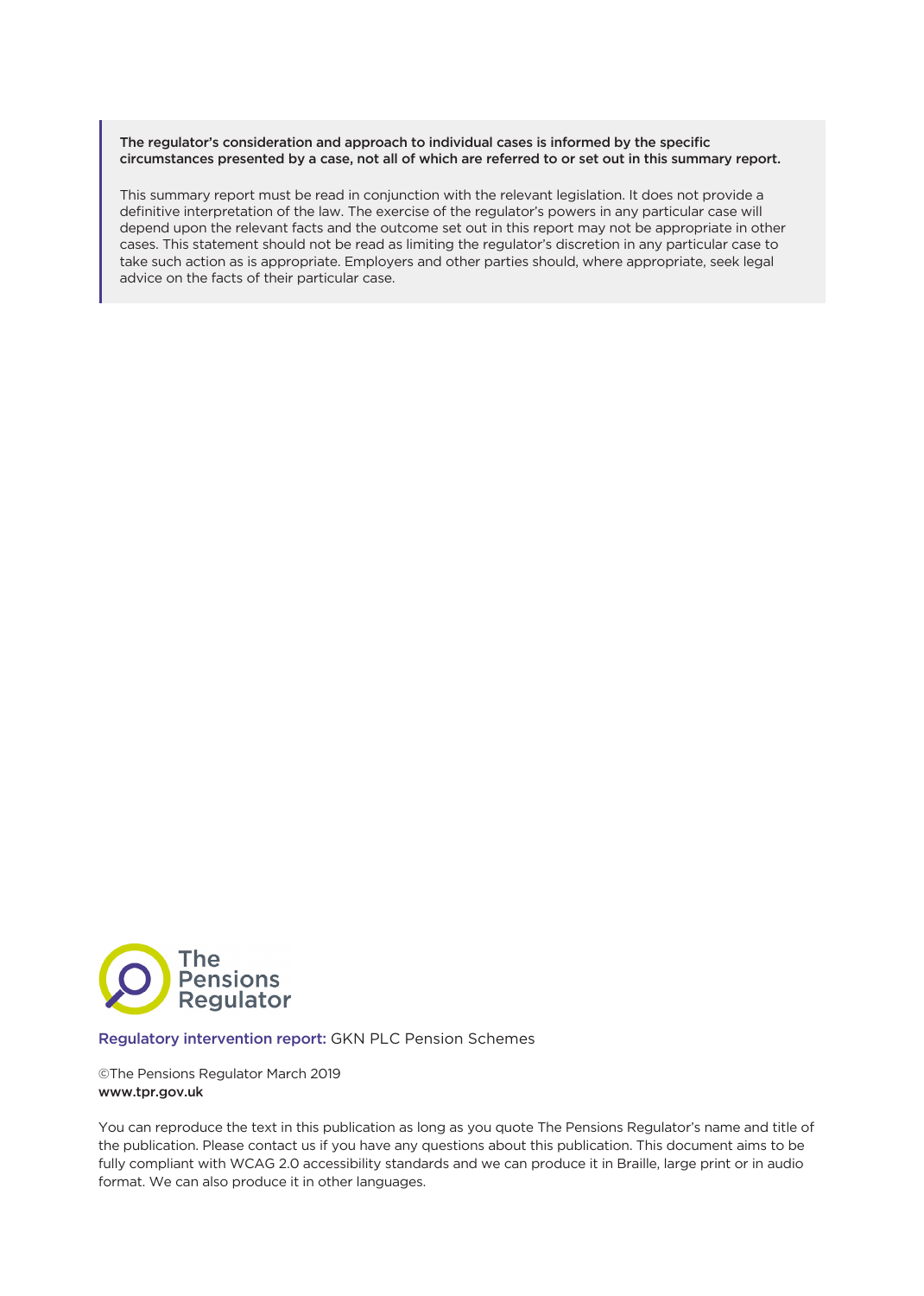**The regulator's consideration and approach to individual cases is informed by the specific circumstances presented by a case, not all of which are referred to or set out in this summary report.**

This summary report must be read in conjunction with the relevant legislation. It does not provide a definitive interpretation of the law. The exercise of the regulator's powers in any particular case will depend upon the relevant facts and the outcome set out in this report may not be appropriate in other cases. This statement should not be read as limiting the regulator's discretion in any particular case to take such action as is appropriate. Employers and other parties should, where appropriate, seek legal advice on the facts of their particular case.

The Pensions Regulator

Regulatory intervention report: GKN PLC Pension Schemes

©The Pensions Regulator March 2019
**www.tpr.gov.uk**

You can reproduce the text in this publication as long as you quote The Pensions Regulator's name and title of the publication. Please contact us if you have any questions about this publication. This document aims to be fully compliant with WCAG 2.0 accessibility standards and we can produce it in Braille, large print or in audio format. We can also produce it in other languages.